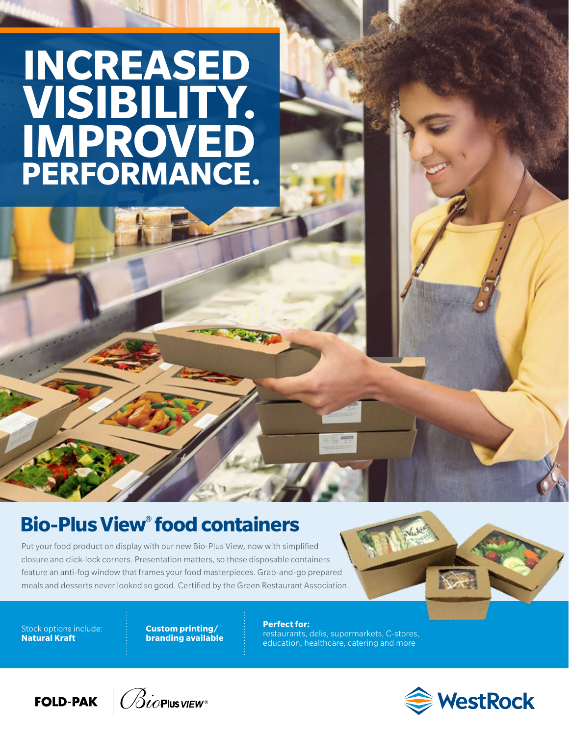# INCREASED VISIBILITY. IMPROVED PERFORMANCE.

## Bio-Plus View® food containers

Put your food product on display with our new Bio-Plus View, now with simplified closure and click-lock corners. Presentation matters, so these disposable containers feature an anti-fog window that frames your food masterpieces. Grab-and-go prepared meals and desserts never looked so good. Certified by the Green Restaurant Association.

Stock options include:
**Natural Kraft**

**Custom printing/ branding available**

**Perfect for:**
restaurants, delis, supermarkets, C-stores, education, healthcare, catering and more

FOLD-PAK | BioPlus VIEW®

WestRock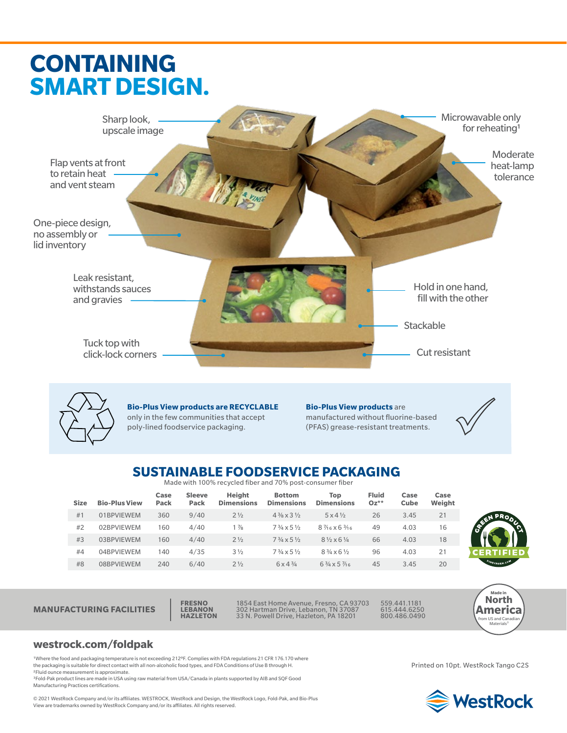# CONTAINING SMART DESIGN.

Sharp look, upscale image

Microwavable only for reheating[1]

Flap vents at front to retain heat and vent steam

Moderate heat-lamp tolerance

One-piece design, no assembly or lid inventory

Leak resistant, withstands sauces and gravies

Hold in one hand, fill with the other

Stackable

Tuck top with click-lock corners

Cut resistant

**Bio-Plus View products are RECYCLABLE** only in the few communities that accept poly-lined foodservice packaging.

**Bio-Plus View products** are manufactured without fluorine-based (PFAS) grease-resistant treatments.

## SUSTAINABLE FOODSERVICE PACKAGING

Made with 100% recycled fiber and 70% post-consumer fiber

| Size | Bio-Plus View | Case Pack | Sleeve Pack | Height Dimensions | Bottom Dimensions | Top Dimensions | Fluid Oz** | Case Cube | Case Weight |
|---|---|---|---|---|---|---|---|---|---|
| #1 | 01BPVIEWEM | 360 | 9/40 | 2 ½ | 4 ⅜ x 3 ½ | 5 x 4 ½ | 26 | 3.45 | 21 |
| #2 | 02BPVIEWEM | 160 | 4/40 | 1 ⅞ | 7 ¾ x 5 ½ | 8 ⁷⁄₁₆ x 6 ³⁄₁₆ | 49 | 4.03 | 16 |
| #3 | 03BPVIEWEM | 160 | 4/40 | 2 ½ | 7 ¾ x 5 ½ | 8 ½ x 6 ¼ | 66 | 4.03 | 18 |
| #4 | 04BPVIEWEM | 140 | 4/35 | 3 ½ | 7 ¾ x 5 ½ | 8 ¾ x 6 ½ | 96 | 4.03 | 21 |
| #8 | 08BPVIEWEM | 240 | 6/40 | 2 ½ | 6 x 4 ¾ | 6 ¾ x 5 ⁷⁄₁₆ | 45 | 3.45 | 20 |

GREEN PRODUCT CERTIFIED

**MANUFACTURING FACILITIES**

| | | |
|---|---|---|
| **FRESNO** | 1854 East Home Avenue, Fresno, CA 93703 | 559.441.1181 |
| **LEBANON** | 302 Hartman Drive, Lebanon, TN 37087 | 615.444.6250 |
| **HAZLETON** | 33 N. Powell Drive, Hazleton, PA 18201 | 800.486.0490 |

Made in North America from US and Canadian Materials[3]

**westrock.com/foldpak**

[1]Where the food and packaging temperature is not exceeding 212ºF. Complies with FDA regulations 21 CFR 176.170 where the packaging is suitable for direct contact with all non-alcoholic food types, and FDA Conditions of Use B through H.
[2]Fluid ounce measurement is approximate.
[3]Fold-Pak product lines are made in USA using raw material from USA/Canada in plants supported by AIB and SQF Good Manufacturing Practices certifications.

Printed on 10pt. WestRock Tango C2S

© 2021 WestRock Company and/or its affiliates. WESTROCK, WestRock and Design, the WestRock Logo, Fold-Pak, and Bio-Plus View are trademarks owned by WestRock Company and/or its affiliates. All rights reserved.

WestRock